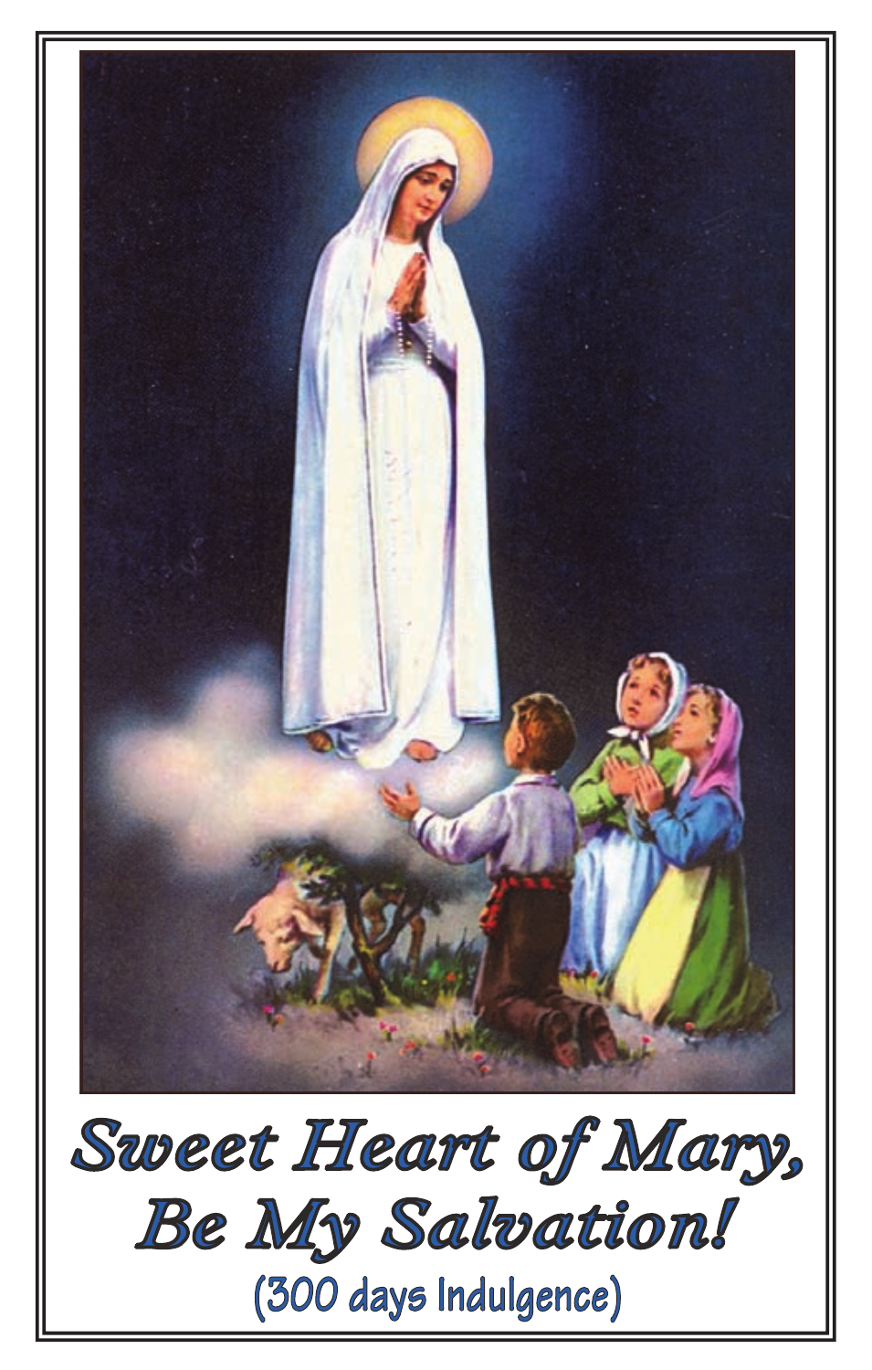# *Sweet Heart of Mary, Be My Salvation!*

(300 days Indulgence)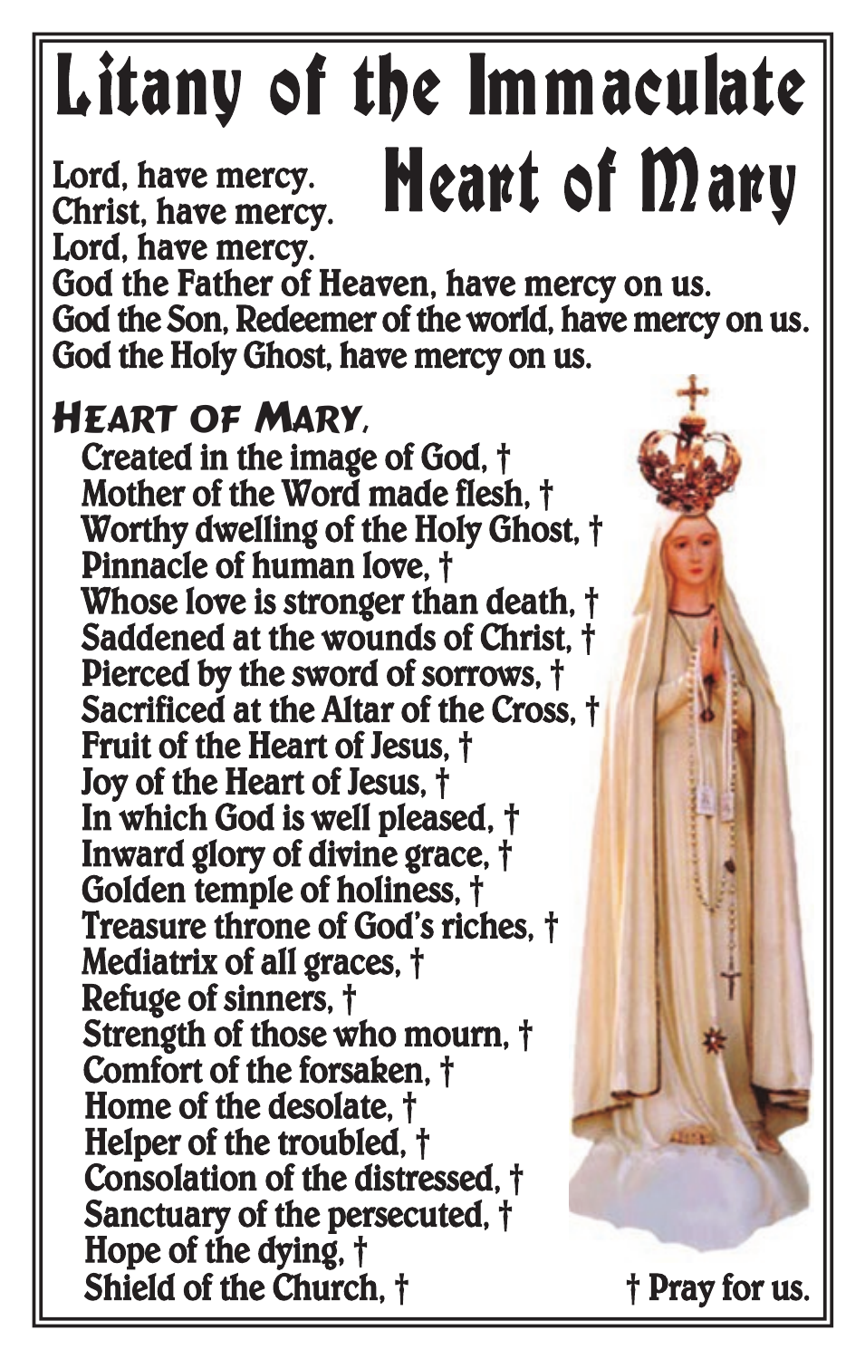# Litany of the Immaculate Heart of Mary

Lord, have mercy.
Christ, have mercy.
Lord, have mercy.
God the Father of Heaven, have mercy on us.
God the Son, Redeemer of the world, have mercy on us.
God the Holy Ghost, have mercy on us.

## Heart of Mary,

Created in the image of God, †
Mother of the Word made flesh, †
Worthy dwelling of the Holy Ghost, †
Pinnacle of human love, †
Whose love is stronger than death, †
Saddened at the wounds of Christ, †
Pierced by the sword of sorrows, †
Sacrificed at the Altar of the Cross, †
Fruit of the Heart of Jesus, †
Joy of the Heart of Jesus, †
In which God is well pleased, †
Inward glory of divine grace, †
Golden temple of holiness, †
Treasure throne of God's riches, †
Mediatrix of all graces, †
Refuge of sinners, †
Strength of those who mourn, †
Comfort of the forsaken, †
Home of the desolate, †
Helper of the troubled, †
Consolation of the distressed, †
Sanctuary of the persecuted, †
Hope of the dying, †
Shield of the Church, †

† Pray for us.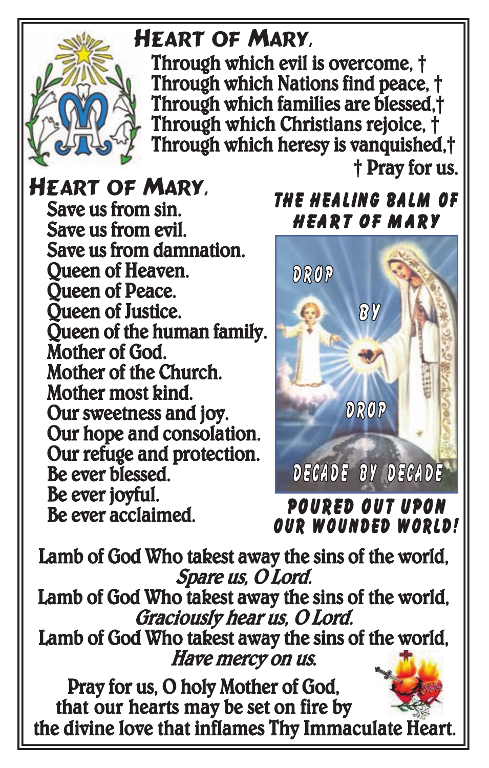## Heart of Mary,

Through which evil is overcome, †
Through which Nations find peace, †
Through which families are blessed,†
Through which Christians rejoice, †
Through which heresy is vanquished,†
† Pray for us.

## Heart of Mary,

Save us from sin.
Save us from evil.
Save us from damnation.
Queen of Heaven.
Queen of Peace.
Queen of Justice.
Queen of the human family.
Mother of God.
Mother of the Church.
Mother most kind.
Our sweetness and joy.
Our hope and consolation.
Our refuge and protection.
Be ever blessed.
Be ever joyful.
Be ever acclaimed.

**THE HEALING BALM OF HEART OF MARY**

DROP BY DROP

DECADE BY DECADE

**POURED OUT UPON OUR WOUNDED WORLD!**

Lamb of God Who takest away the sins of the world,
*Spare us, O Lord.*
Lamb of God Who takest away the sins of the world,
*Graciously hear us, O Lord.*
Lamb of God Who takest away the sins of the world,
*Have mercy on us.*

Pray for us, O holy Mother of God,
that our hearts may be set on fire by
the divine love that inflames Thy Immaculate Heart.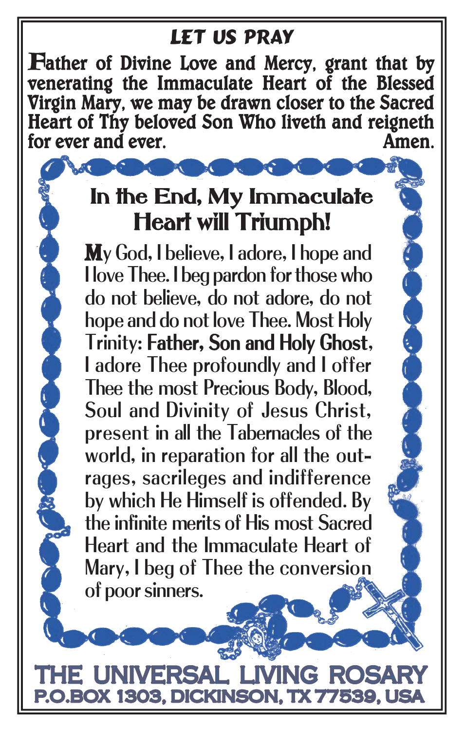## LET US PRAY

**Father of Divine Love and Mercy, grant that by venerating the Immaculate Heart of the Blessed Virgin Mary, we may be drawn closer to the Sacred Heart of Thy beloved Son Who liveth and reigneth for ever and ever. Amen.**

## In the End, My Immaculate Heart will Triumph!

My God, I believe, I adore, I hope and I love Thee. I beg pardon for those who do not believe, do not adore, do not hope and do not love Thee. Most Holy Trinity: **Father, Son and Holy Ghost**, I adore Thee profoundly and I offer Thee the most Precious Body, Blood, Soul and Divinity of Jesus Christ, present in all the Tabernacles of the world, in reparation for all the outrages, sacrileges and indifference by which He Himself is offended. By the infinite merits of His most Sacred Heart and the Immaculate Heart of Mary, I beg of Thee the conversion of poor sinners.

**THE UNIVERSAL LIVING ROSARY**
**P.O.BOX 1303, DICKINSON, TX 77539, USA**